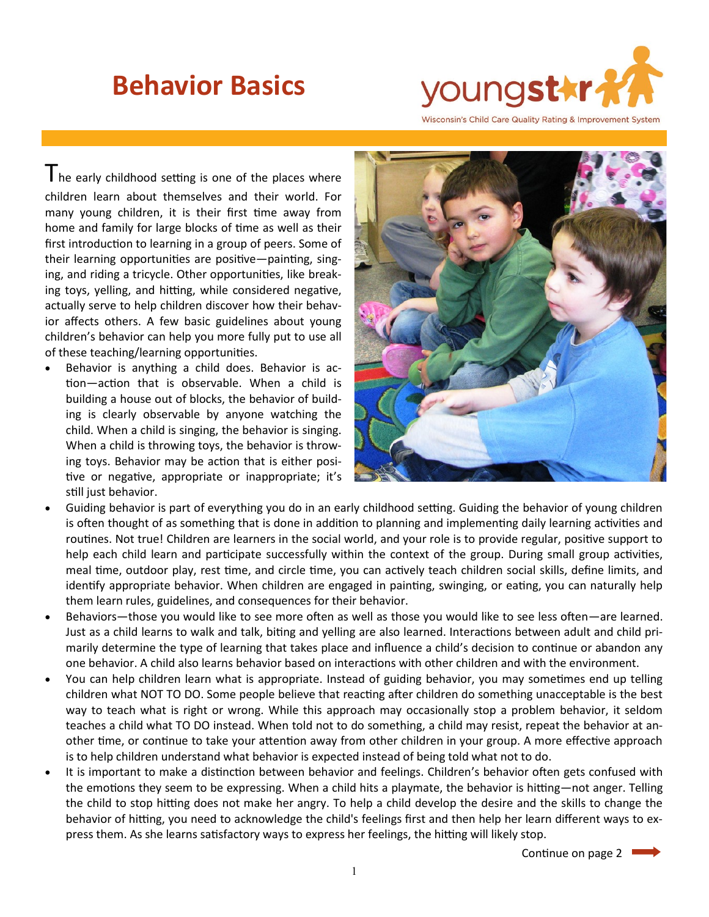# Behavior Basics

youngstar

Wisconsin's Child Care Quality Rating & Improvement System

The early childhood setting is one of the places where children learn about themselves and their world. For many young children, it is their first time away from home and family for large blocks of time as well as their first introduction to learning in a group of peers. Some of their learning opportunities are positive—painting, singing, and riding a tricycle. Other opportunities, like breaking toys, yelling, and hitting, while considered negative, actually serve to help children discover how their behavior affects others. A few basic guidelines about young children's behavior can help you more fully put to use all of these teaching/learning opportunities.

- Behavior is anything a child does. Behavior is action—action that is observable. When a child is building a house out of blocks, the behavior of building is clearly observable by anyone watching the child. When a child is singing, the behavior is singing. When a child is throwing toys, the behavior is throwing toys. Behavior may be action that is either positive or negative, appropriate or inappropriate; it's still just behavior.
- Guiding behavior is part of everything you do in an early childhood setting. Guiding the behavior of young children is often thought of as something that is done in addition to planning and implementing daily learning activities and routines. Not true! Children are learners in the social world, and your role is to provide regular, positive support to help each child learn and participate successfully within the context of the group. During small group activities, meal time, outdoor play, rest time, and circle time, you can actively teach children social skills, define limits, and identify appropriate behavior. When children are engaged in painting, swinging, or eating, you can naturally help them learn rules, guidelines, and consequences for their behavior.
- Behaviors—those you would like to see more often as well as those you would like to see less often—are learned. Just as a child learns to walk and talk, biting and yelling are also learned. Interactions between adult and child primarily determine the type of learning that takes place and influence a child's decision to continue or abandon any one behavior. A child also learns behavior based on interactions with other children and with the environment.
- You can help children learn what is appropriate. Instead of guiding behavior, you may sometimes end up telling children what NOT TO DO. Some people believe that reacting after children do something unacceptable is the best way to teach what is right or wrong. While this approach may occasionally stop a problem behavior, it seldom teaches a child what TO DO instead. When told not to do something, a child may resist, repeat the behavior at another time, or continue to take your attention away from other children in your group. A more effective approach is to help children understand what behavior is expected instead of being told what not to do.
- It is important to make a distinction between behavior and feelings. Children's behavior often gets confused with the emotions they seem to be expressing. When a child hits a playmate, the behavior is hitting—not anger. Telling the child to stop hitting does not make her angry. To help a child develop the desire and the skills to change the behavior of hitting, you need to acknowledge the child's feelings first and then help her learn different ways to express them. As she learns satisfactory ways to express her feelings, the hitting will likely stop.

Continue on page 2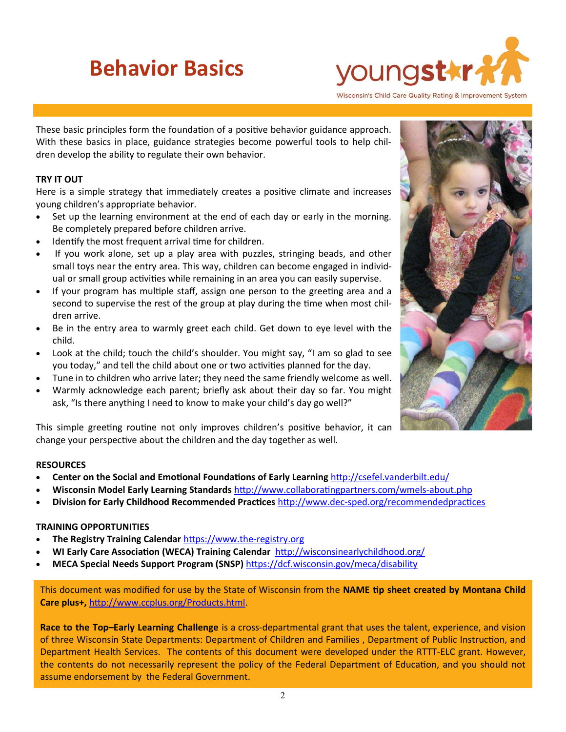# Behavior Basics

youngstar
Wisconsin's Child Care Quality Rating & Improvement System

These basic principles form the foundation of a positive behavior guidance approach. With these basics in place, guidance strategies become powerful tools to help children develop the ability to regulate their own behavior.

**TRY IT OUT**

Here is a simple strategy that immediately creates a positive climate and increases young children's appropriate behavior.

- Set up the learning environment at the end of each day or early in the morning. Be completely prepared before children arrive.
- Identify the most frequent arrival time for children.
- If you work alone, set up a play area with puzzles, stringing beads, and other small toys near the entry area. This way, children can become engaged in individual or small group activities while remaining in an area you can easily supervise.
- If your program has multiple staff, assign one person to the greeting area and a second to supervise the rest of the group at play during the time when most children arrive.
- Be in the entry area to warmly greet each child. Get down to eye level with the child.
- Look at the child; touch the child's shoulder. You might say, "I am so glad to see you today," and tell the child about one or two activities planned for the day.
- Tune in to children who arrive later; they need the same friendly welcome as well.
- Warmly acknowledge each parent; briefly ask about their day so far. You might ask, "Is there anything I need to know to make your child's day go well?"

This simple greeting routine not only improves children's positive behavior, it can change your perspective about the children and the day together as well.

**RESOURCES**

- **Center on the Social and Emotional Foundations of Early Learning** http://csefel.vanderbilt.edu/
- **Wisconsin Model Early Learning Standards** http://www.collaboratingpartners.com/wmels-about.php
- **Division for Early Childhood Recommended Practices** http://www.dec-sped.org/recommendedpractices

**TRAINING OPPORTUNITIES**

- **The Registry Training Calendar** https://www.the-registry.org
- **WI Early Care Association (WECA) Training Calendar** http://wisconsinearlychildhood.org/
- **MECA Special Needs Support Program (SNSP)** https://dcf.wisconsin.gov/meca/disability

This document was modified for use by the State of Wisconsin from the **NAME tip sheet created by Montana Child Care plus+,** http://www.ccplus.org/Products.html.

**Race to the Top–Early Learning Challenge** is a cross-departmental grant that uses the talent, experience, and vision of three Wisconsin State Departments: Department of Children and Families , Department of Public Instruction, and Department Health Services. The contents of this document were developed under the RTTT-ELC grant. However, the contents do not necessarily represent the policy of the Federal Department of Education, and you should not assume endorsement by the Federal Government.